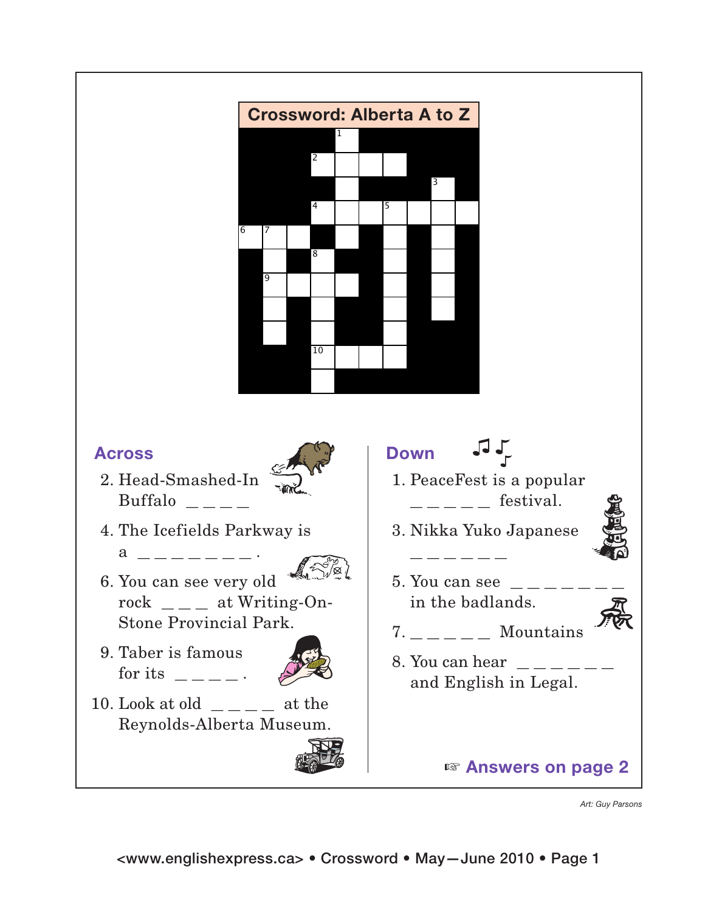## Crossword: Alberta A to Z

### Across

2. Head-Smashed-In Buffalo _ _ _ _

4. The Icefields Parkway is a _ _ _ _ _ _ _ _ _.

6. You can see very old rock _ _ _ at Writing-On-Stone Provincial Park.

9. Taber is famous for its _ _ _ _.

10. Look at old _ _ _ _ at the Reynolds-Alberta Museum.

### Down

1. PeaceFest is a popular _ _ _ _ _ _ festival.

3. Nikka Yuko Japanese _ _ _ _ _ _ _

5. You can see _ _ _ _ _ _ _ _ in the badlands.

7. _ _ _ _ _ _ Mountains

8. You can hear _ _ _ _ _ _ and English in Legal.

☞ **Answers on page 2**

*Art: Guy Parsons*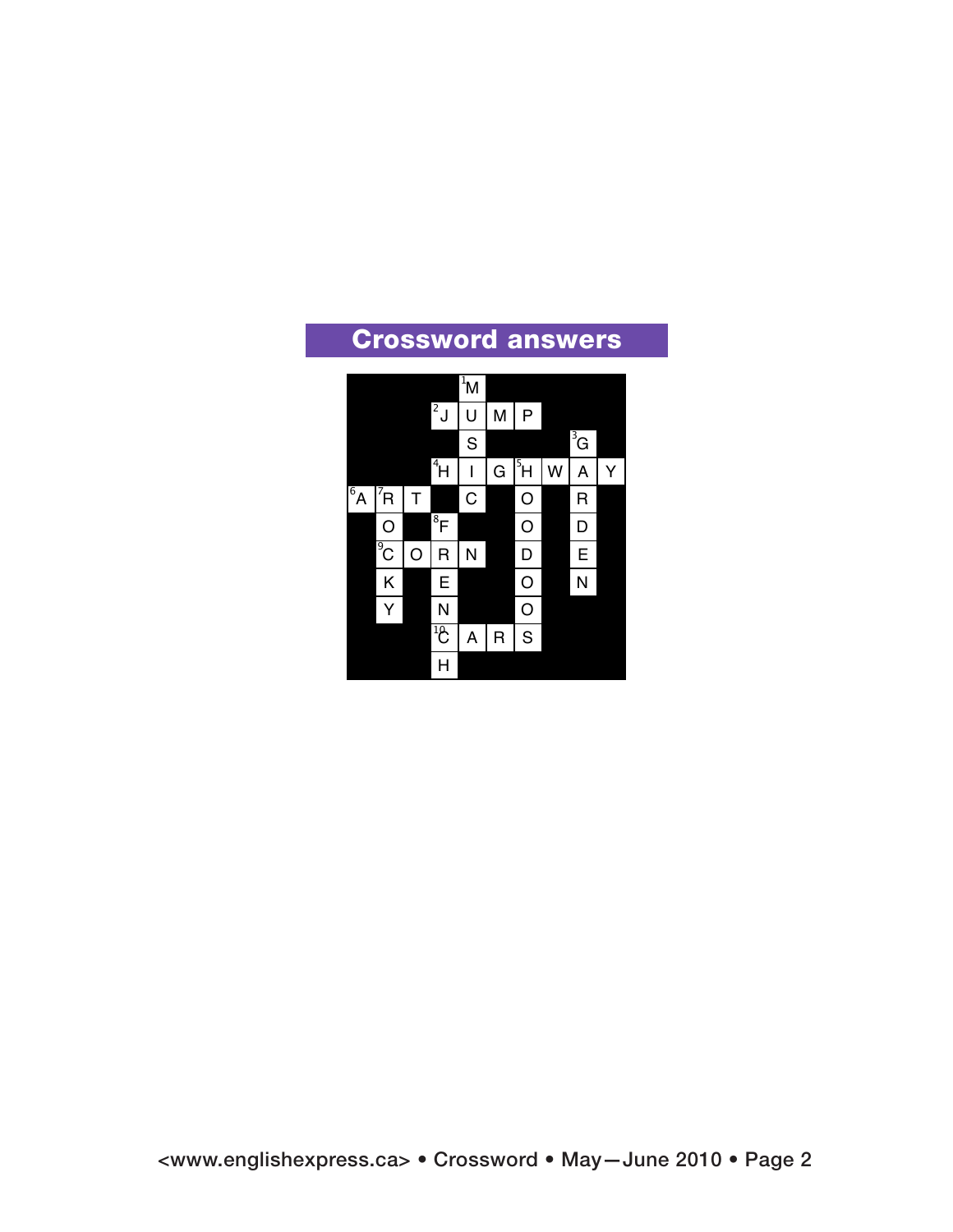## Crossword answers

| | | | | | | | | | |
|---|---|---|---|---|---|---|---|---|---|
| | | | | 1 M | | | | | |
| | | | 2 J | U | M | P | | | |
| | | | | S | | | | 3 G | |
| | | | 4 H | I | G | 5 H | W | A | Y |
| 6 A | 7 R | T | | C | | O | | R | |
| | O | | 8 F | | | O | | D | |
| | 9 C | O | R | N | | D | | E | |
| | K | | E | | | O | | N | |
| | Y | | N | | | O | | | |
| | | | 10 C | A | R | S | | | |
| | | | H | | | | | | |

<www.englishexpress.ca> • Crossword • May—June 2010